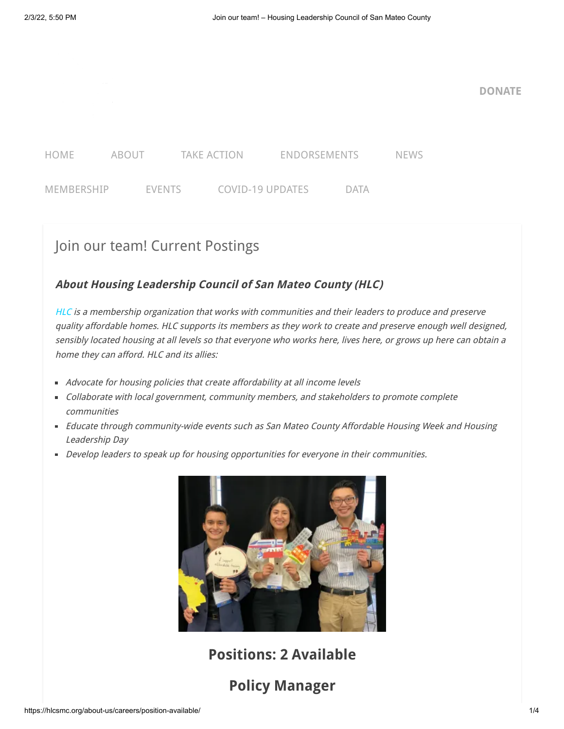DONATE

HOME ABOUT TAKE ACTION ENDORSEMENTS NEWS

MEMBERSHIP EVENTS COVID-19 UPDATES DATA

# Join our team! Current Postings

### ***About Housing Leadership Council of San Mateo County (HLC)***

*HLC is a membership organization that works with communities and their leaders to produce and preserve quality affordable homes. HLC supports its members as they work to create and preserve enough well designed, sensibly located housing at all levels so that everyone who works here, lives here, or grows up here can obtain a home they can afford. HLC and its allies:*

- *Advocate for housing policies that create affordability at all income levels*
- *Collaborate with local government, community members, and stakeholders to promote complete communities*
- *Educate through community-wide events such as San Mateo County Affordable Housing Week and Housing Leadership Day*
- *Develop leaders to speak up for housing opportunities for everyone in their communities.*

## Positions: 2 Available

## Policy Manager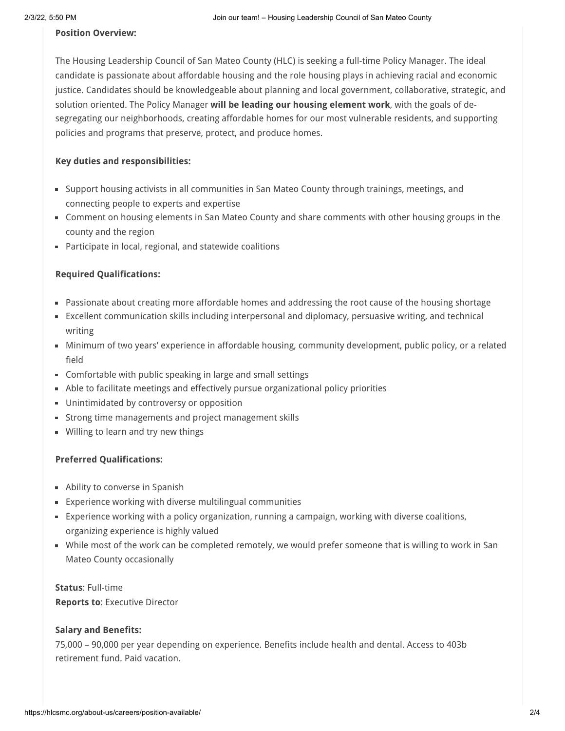**Position Overview:**

The Housing Leadership Council of San Mateo County (HLC) is seeking a full-time Policy Manager. The ideal candidate is passionate about affordable housing and the role housing plays in achieving racial and economic justice. Candidates should be knowledgeable about planning and local government, collaborative, strategic, and solution oriented. The Policy Manager **will be leading our housing element work**, with the goals of de-segregating our neighborhoods, creating affordable homes for our most vulnerable residents, and supporting policies and programs that preserve, protect, and produce homes.

**Key duties and responsibilities:**

- Support housing activists in all communities in San Mateo County through trainings, meetings, and connecting people to experts and expertise
- Comment on housing elements in San Mateo County and share comments with other housing groups in the county and the region
- Participate in local, regional, and statewide coalitions

**Required Qualifications:**

- Passionate about creating more affordable homes and addressing the root cause of the housing shortage
- Excellent communication skills including interpersonal and diplomacy, persuasive writing, and technical writing
- Minimum of two years' experience in affordable housing, community development, public policy, or a related field
- Comfortable with public speaking in large and small settings
- Able to facilitate meetings and effectively pursue organizational policy priorities
- Unintimidated by controversy or opposition
- Strong time managements and project management skills
- Willing to learn and try new things

**Preferred Qualifications:**

- Ability to converse in Spanish
- Experience working with diverse multilingual communities
- Experience working with a policy organization, running a campaign, working with diverse coalitions, organizing experience is highly valued
- While most of the work can be completed remotely, we would prefer someone that is willing to work in San Mateo County occasionally

**Status**: Full-time
**Reports to**: Executive Director

**Salary and Benefits:**
75,000 – 90,000 per year depending on experience. Benefits include health and dental. Access to 403b retirement fund. Paid vacation.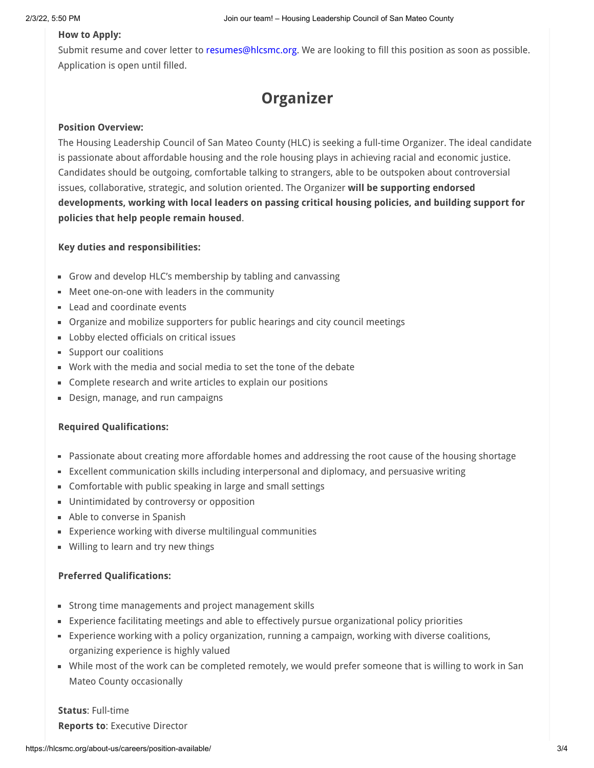**How to Apply:**
Submit resume and cover letter to resumes@hlcsmc.org. We are looking to fill this position as soon as possible. Application is open until filled.

## Organizer

**Position Overview:**
The Housing Leadership Council of San Mateo County (HLC) is seeking a full-time Organizer. The ideal candidate is passionate about affordable housing and the role housing plays in achieving racial and economic justice. Candidates should be outgoing, comfortable talking to strangers, able to be outspoken about controversial issues, collaborative, strategic, and solution oriented. The Organizer **will be supporting endorsed developments, working with local leaders on passing critical housing policies, and building support for policies that help people remain housed**.

**Key duties and responsibilities:**

- Grow and develop HLC's membership by tabling and canvassing
- Meet one-on-one with leaders in the community
- Lead and coordinate events
- Organize and mobilize supporters for public hearings and city council meetings
- Lobby elected officials on critical issues
- Support our coalitions
- Work with the media and social media to set the tone of the debate
- Complete research and write articles to explain our positions
- Design, manage, and run campaigns

**Required Qualifications:**

- Passionate about creating more affordable homes and addressing the root cause of the housing shortage
- Excellent communication skills including interpersonal and diplomacy, and persuasive writing
- Comfortable with public speaking in large and small settings
- Unintimidated by controversy or opposition
- Able to converse in Spanish
- Experience working with diverse multilingual communities
- Willing to learn and try new things

**Preferred Qualifications:**

- Strong time managements and project management skills
- Experience facilitating meetings and able to effectively pursue organizational policy priorities
- Experience working with a policy organization, running a campaign, working with diverse coalitions, organizing experience is highly valued
- While most of the work can be completed remotely, we would prefer someone that is willing to work in San Mateo County occasionally

**Status**: Full-time
**Reports to**: Executive Director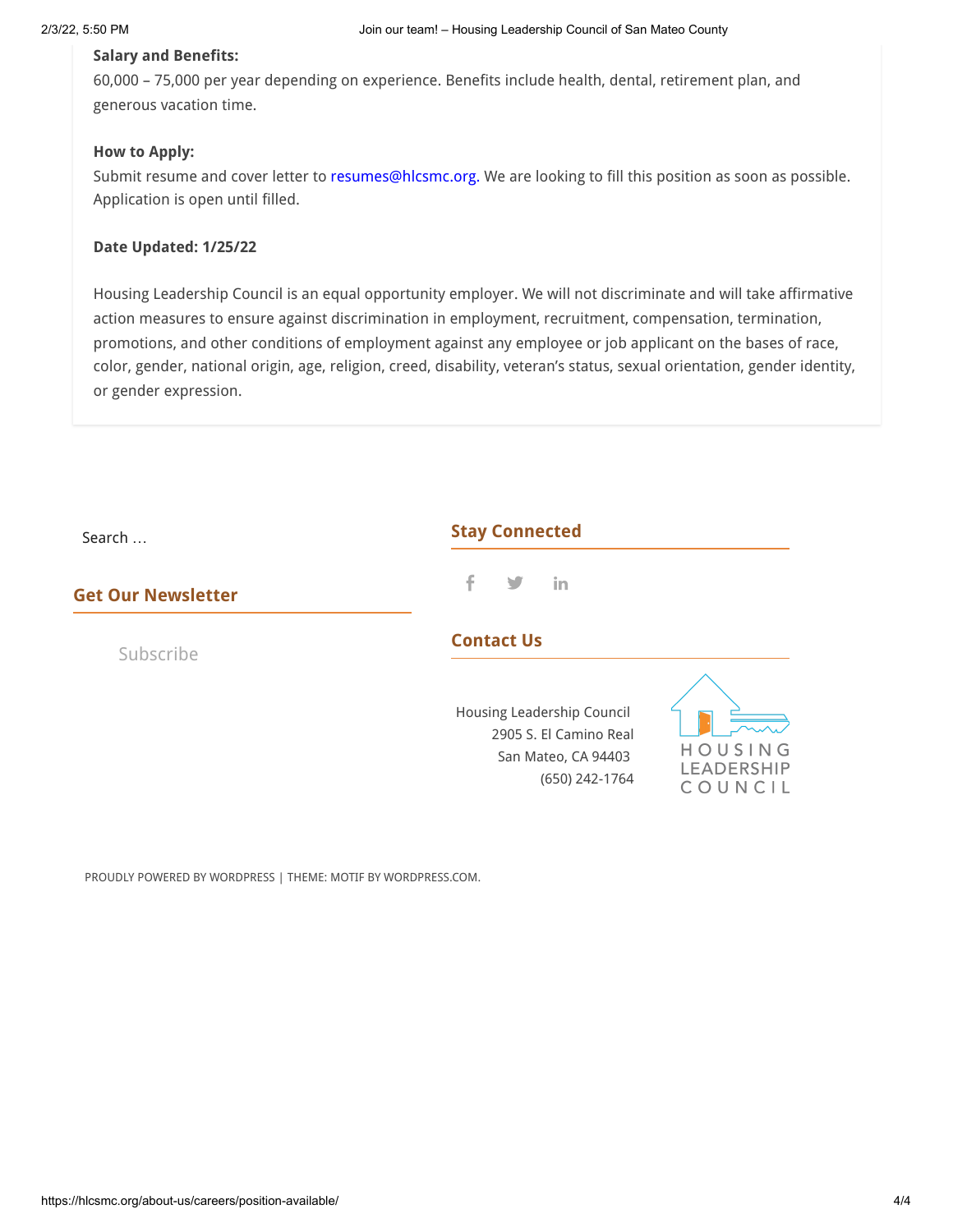**Salary and Benefits:**

60,000 – 75,000 per year depending on experience. Benefits include health, dental, retirement plan, and generous vacation time.

**How to Apply:**

Submit resume and cover letter to resumes@hlcsmc.org. We are looking to fill this position as soon as possible. Application is open until filled.

**Date Updated: 1/25/22**

Housing Leadership Council is an equal opportunity employer. We will not discriminate and will take affirmative action measures to ensure against discrimination in employment, recruitment, compensation, termination, promotions, and other conditions of employment against any employee or job applicant on the bases of race, color, gender, national origin, age, religion, creed, disability, veteran's status, sexual orientation, gender identity, or gender expression.

Search …

## Get Our Newsletter

Subscribe

## Stay Connected

## Contact Us

Housing Leadership Council
2905 S. El Camino Real
San Mateo, CA 94403
(650) 242-1764

HOUSING LEADERSHIP COUNCIL

PROUDLY POWERED BY WORDPRESS | THEME: MOTIF BY WORDPRESS.COM.